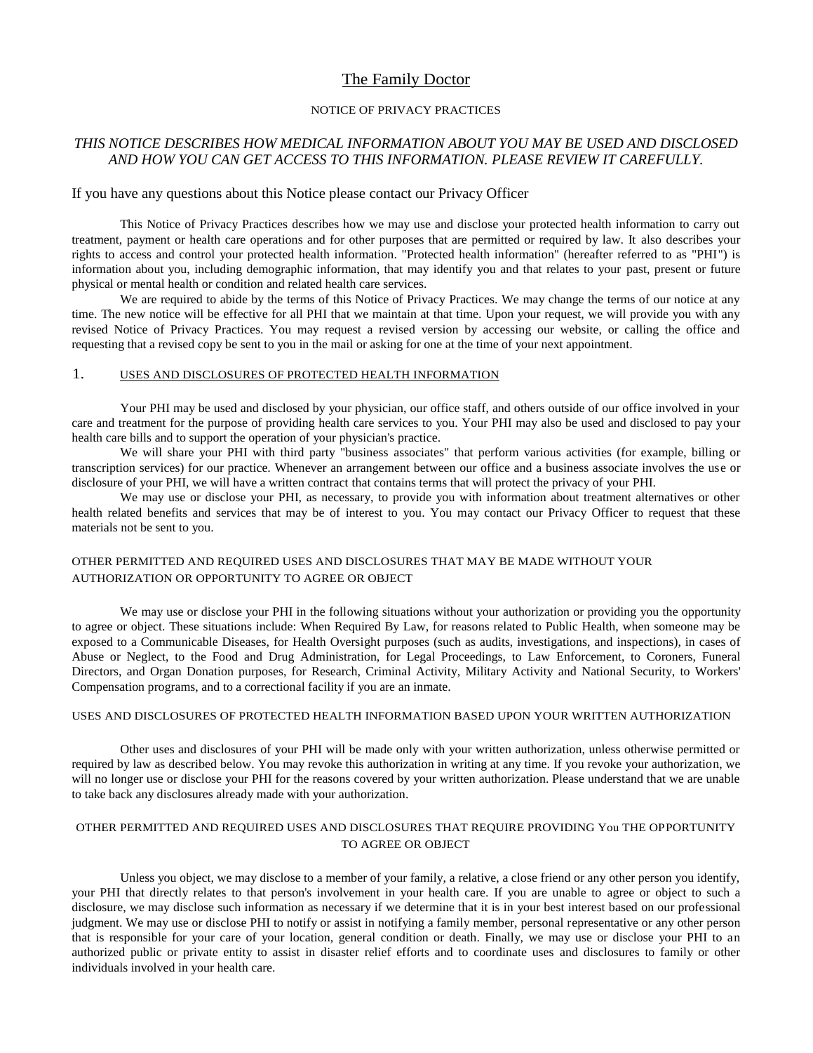# The Family Doctor

NOTICE OF PRIVACY PRACTICES

*THIS NOTICE DESCRIBES HOW MEDICAL INFORMATION ABOUT YOU MAY BE USED AND DISCLOSED AND HOW YOU CAN GET ACCESS TO THIS INFORMATION. PLEASE REVIEW IT CAREFULLY.*

If you have any questions about this Notice please contact our Privacy Officer

This Notice of Privacy Practices describes how we may use and disclose your protected health information to carry out treatment, payment or health care operations and for other purposes that are permitted or required by law. It also describes your rights to access and control your protected health information. "Protected health information" (hereafter referred to as "PHI") is information about you, including demographic information, that may identify you and that relates to your past, present or future physical or mental health or condition and related health care services.

We are required to abide by the terms of this Notice of Privacy Practices. We may change the terms of our notice at any time. The new notice will be effective for all PHI that we maintain at that time. Upon your request, we will provide you with any revised Notice of Privacy Practices. You may request a revised version by accessing our website, or calling the office and requesting that a revised copy be sent to you in the mail or asking for one at the time of your next appointment.

## 1. USES AND DISCLOSURES OF PROTECTED HEALTH INFORMATION

Your PHI may be used and disclosed by your physician, our office staff, and others outside of our office involved in your care and treatment for the purpose of providing health care services to you. Your PHI may also be used and disclosed to pay your health care bills and to support the operation of your physician's practice.

We will share your PHI with third party "business associates" that perform various activities (for example, billing or transcription services) for our practice. Whenever an arrangement between our office and a business associate involves the use or disclosure of your PHI, we will have a written contract that contains terms that will protect the privacy of your PHI.

We may use or disclose your PHI, as necessary, to provide you with information about treatment alternatives or other health related benefits and services that may be of interest to you. You may contact our Privacy Officer to request that these materials not be sent to you.

### OTHER PERMITTED AND REQUIRED USES AND DISCLOSURES THAT MAY BE MADE WITHOUT YOUR AUTHORIZATION OR OPPORTUNITY TO AGREE OR OBJECT

We may use or disclose your PHI in the following situations without your authorization or providing you the opportunity to agree or object. These situations include: When Required By Law, for reasons related to Public Health, when someone may be exposed to a Communicable Diseases, for Health Oversight purposes (such as audits, investigations, and inspections), in cases of Abuse or Neglect, to the Food and Drug Administration, for Legal Proceedings, to Law Enforcement, to Coroners, Funeral Directors, and Organ Donation purposes, for Research, Criminal Activity, Military Activity and National Security, to Workers' Compensation programs, and to a correctional facility if you are an inmate.

### USES AND DISCLOSURES OF PROTECTED HEALTH INFORMATION BASED UPON YOUR WRITTEN AUTHORIZATION

Other uses and disclosures of your PHI will be made only with your written authorization, unless otherwise permitted or required by law as described below. You may revoke this authorization in writing at any time. If you revoke your authorization, we will no longer use or disclose your PHI for the reasons covered by your written authorization. Please understand that we are unable to take back any disclosures already made with your authorization.

### OTHER PERMITTED AND REQUIRED USES AND DISCLOSURES THAT REQUIRE PROVIDING You THE OPPORTUNITY TO AGREE OR OBJECT

Unless you object, we may disclose to a member of your family, a relative, a close friend or any other person you identify, your PHI that directly relates to that person's involvement in your health care. If you are unable to agree or object to such a disclosure, we may disclose such information as necessary if we determine that it is in your best interest based on our professional judgment. We may use or disclose PHI to notify or assist in notifying a family member, personal representative or any other person that is responsible for your care of your location, general condition or death. Finally, we may use or disclose your PHI to an authorized public or private entity to assist in disaster relief efforts and to coordinate uses and disclosures to family or other individuals involved in your health care.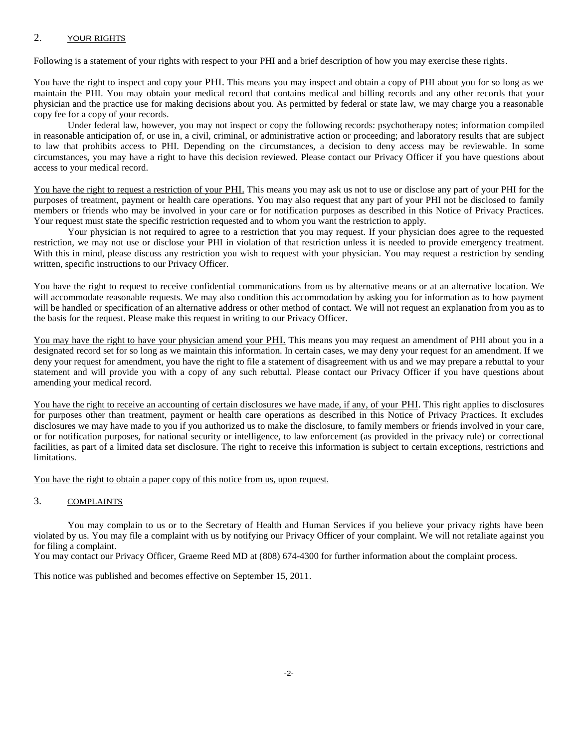## 2. YOUR RIGHTS

Following is a statement of your rights with respect to your PHI and a brief description of how you may exercise these rights.

You have the right to inspect and copy your PHI. This means you may inspect and obtain a copy of PHI about you for so long as we maintain the PHI. You may obtain your medical record that contains medical and billing records and any other records that your physician and the practice use for making decisions about you. As permitted by federal or state law, we may charge you a reasonable copy fee for a copy of your records.

Under federal law, however, you may not inspect or copy the following records: psychotherapy notes; information compiled in reasonable anticipation of, or use in, a civil, criminal, or administrative action or proceeding; and laboratory results that are subject to law that prohibits access to PHI. Depending on the circumstances, a decision to deny access may be reviewable. In some circumstances, you may have a right to have this decision reviewed. Please contact our Privacy Officer if you have questions about access to your medical record.

You have the right to request a restriction of your PHI. This means you may ask us not to use or disclose any part of your PHI for the purposes of treatment, payment or health care operations. You may also request that any part of your PHI not be disclosed to family members or friends who may be involved in your care or for notification purposes as described in this Notice of Privacy Practices. Your request must state the specific restriction requested and to whom you want the restriction to apply.

Your physician is not required to agree to a restriction that you may request. If your physician does agree to the requested restriction, we may not use or disclose your PHI in violation of that restriction unless it is needed to provide emergency treatment. With this in mind, please discuss any restriction you wish to request with your physician. You may request a restriction by sending written, specific instructions to our Privacy Officer.

You have the right to request to receive confidential communications from us by alternative means or at an alternative location. We will accommodate reasonable requests. We may also condition this accommodation by asking you for information as to how payment will be handled or specification of an alternative address or other method of contact. We will not request an explanation from you as to the basis for the request. Please make this request in writing to our Privacy Officer.

You may have the right to have your physician amend your PHI. This means you may request an amendment of PHI about you in a designated record set for so long as we maintain this information. In certain cases, we may deny your request for an amendment. If we deny your request for amendment, you have the right to file a statement of disagreement with us and we may prepare a rebuttal to your statement and will provide you with a copy of any such rebuttal. Please contact our Privacy Officer if you have questions about amending your medical record.

You have the right to receive an accounting of certain disclosures we have made, if any, of your PHI. This right applies to disclosures for purposes other than treatment, payment or health care operations as described in this Notice of Privacy Practices. It excludes disclosures we may have made to you if you authorized us to make the disclosure, to family members or friends involved in your care, or for notification purposes, for national security or intelligence, to law enforcement (as provided in the privacy rule) or correctional facilities, as part of a limited data set disclosure. The right to receive this information is subject to certain exceptions, restrictions and limitations.

You have the right to obtain a paper copy of this notice from us, upon request.

## 3. COMPLAINTS

You may complain to us or to the Secretary of Health and Human Services if you believe your privacy rights have been violated by us. You may file a complaint with us by notifying our Privacy Officer of your complaint. We will not retaliate against you for filing a complaint.
You may contact our Privacy Officer, Graeme Reed MD at (808) 674-4300 for further information about the complaint process.

This notice was published and becomes effective on September 15, 2011.